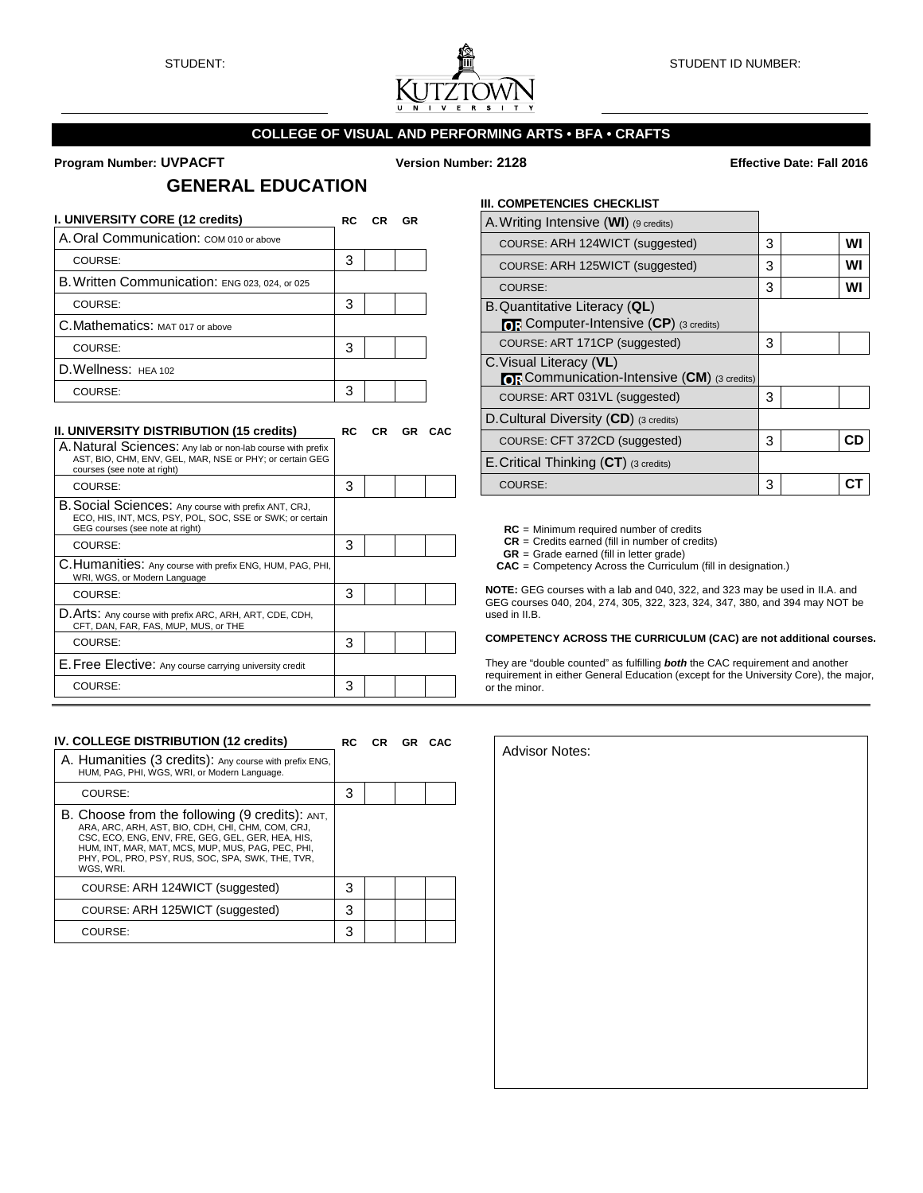STUDENT: ______________________ STUDENT ID NUMBER: ______________________

## COLLEGE OF VISUAL AND PERFORMING ARTS • BFA • CRAFTS

**Program Number: UVPACFT** **Version Number: 2128** **Effective Date: Fall 2016**

# GENERAL EDUCATION

| I. UNIVERSITY CORE (12 credits) | RC | CR | GR |
|---|---|---|---|
| A. Oral Communication: COM 010 or above | | | |
| COURSE: | 3 | | |
| B. Written Communication: ENG 023, 024, or 025 | | | |
| COURSE: | 3 | | |
| C. Mathematics: MAT 017 or above | | | |
| COURSE: | 3 | | |
| D. Wellness: HEA 102 | | | |
| COURSE: | 3 | | |

| II. UNIVERSITY DISTRIBUTION (15 credits) | RC | CR | GR | CAC |
|---|---|---|---|---|
| A. Natural Sciences: Any lab or non-lab course with prefix AST, BIO, CHM, ENV, GEL, MAR, NSE or PHY; or certain GEG courses (see note at right) | | | | |
| COURSE: | 3 | | | |
| B. Social Sciences: Any course with prefix ANT, CRJ, ECO, HIS, INT, MCS, PSY, POL, SOC, SSE or SWK; or certain GEG courses (see note at right) | | | | |
| COURSE: | 3 | | | |
| C. Humanities: Any course with prefix ENG, HUM, PAG, PHI, WRI, WGS, or Modern Language | | | | |
| COURSE: | 3 | | | |
| D. Arts: Any course with prefix ARC, ARH, ART, CDE, CDH, CFT, DAN, FAR, FAS, MUP, MUS, or THE | | | | |
| COURSE: | 3 | | | |
| E. Free Elective: Any course carrying university credit | | | | |
| COURSE: | 3 | | | |

### III. COMPETENCIES CHECKLIST

| | RC | CR | |
|---|---|---|---|
| A. Writing Intensive (**WI**) (9 credits) | | | |
| COURSE: ARH 124WICT (suggested) | 3 | | WI |
| COURSE: ARH 125WICT (suggested) | 3 | | WI |
| COURSE: | 3 | | WI |
| B. Quantitative Literacy (**QL**) **OR** Computer-Intensive (**CP**) (3 credits) | | | |
| COURSE: ART 171CP (suggested) | 3 | | |
| C. Visual Literacy (**VL**) **OR** Communication-Intensive (**CM**) (3 credits) | | | |
| COURSE: ART 031VL (suggested) | 3 | | |
| D. Cultural Diversity (**CD**) (3 credits) | | | |
| COURSE: CFT 372CD (suggested) | 3 | | CD |
| E. Critical Thinking (**CT**) (3 credits) | | | |
| COURSE: | 3 | | CT |

**RC** = Minimum required number of credits
**CR** = Credits earned (fill in number of credits)
**GR** = Grade earned (fill in letter grade)
**CAC** = Competency Across the Curriculum (fill in designation.)

**NOTE:** GEG courses with a lab and 040, 322, and 323 may be used in II.A. and GEG courses 040, 204, 274, 305, 322, 323, 324, 347, 380, and 394 may NOT be used in II.B.

**COMPETENCY ACROSS THE CURRICULUM (CAC) are not additional courses.**

They are "double counted" as fulfilling ***both*** the CAC requirement and another requirement in either General Education (except for the University Core), the major, or the minor.

| IV. COLLEGE DISTRIBUTION (12 credits) | RC | CR | GR | CAC |
|---|---|---|---|---|
| A. Humanities (3 credits): Any course with prefix ENG, HUM, PAG, PHI, WGS, WRI, or Modern Language. | | | | |
| COURSE: | 3 | | | |
| B. Choose from the following (9 credits): ANT, ARA, ARC, ARH, AST, BIO, CDH, CHI, CHM, COM, CRJ, CSC, ECO, ENG, ENV, FRE, GEG, GEL, GER, HEA, HIS, HUM, INT, MAR, MAT, MCS, MUP, MUS, PAG, PEC, PHI, PHY, POL, PRO, PSY, RUS, SOC, SPA, SWK, THE, TVR, WGS, WRI. | | | | |
| COURSE: ARH 124WICT (suggested) | 3 | | | |
| COURSE: ARH 125WICT (suggested) | 3 | | | |
| COURSE: | 3 | | | |

Advisor Notes: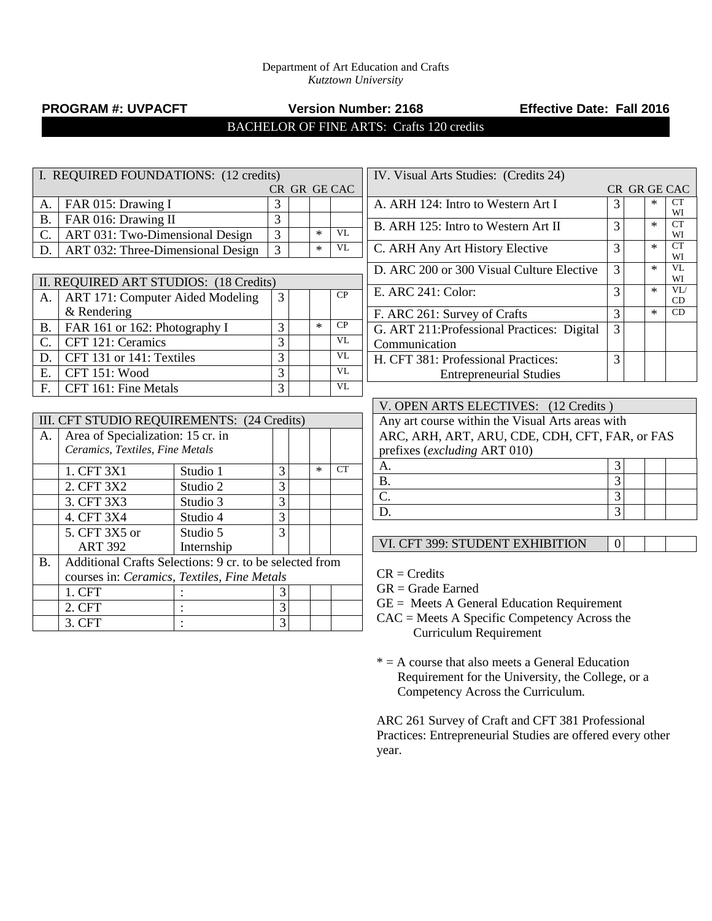Department of Art Education and Crafts
*Kutztown University*

**PROGRAM #: UVPACFT** **Version Number: 2168** **Effective Date: Fall 2016**

BACHELOR OF FINE ARTS: Crafts 120 credits

| I. REQUIRED FOUNDATIONS: (12 credits) | | CR | GR | GE | CAC |
|---|---|---|---|---|---|
| A. | FAR 015: Drawing I | 3 | | | |
| B. | FAR 016: Drawing II | 3 | | | |
| C. | ART 031: Two-Dimensional Design | 3 | | * | VL |
| D. | ART 032: Three-Dimensional Design | 3 | | * | VL |

| II. REQUIRED ART STUDIOS: (18 Credits) | | CR | GR | GE | CAC |
|---|---|---|---|---|---|
| A. | ART 171: Computer Aided Modeling & Rendering | 3 | | | CP |
| B. | FAR 161 or 162: Photography I | 3 | | * | CP |
| C. | CFT 121: Ceramics | 3 | | | VL |
| D. | CFT 131 or 141: Textiles | 3 | | | VL |
| E. | CFT 151: Wood | 3 | | | VL |
| F. | CFT 161: Fine Metals | 3 | | | VL |

| III. CFT STUDIO REQUIREMENTS: (24 Credits) | | | CR | GR | GE | CAC |
|---|---|---|---|---|---|---|
| A. | Area of Specialization: 15 cr. in *Ceramics, Textiles, Fine Metals* | | | | | |
| | 1. CFT 3X1 | Studio 1 | 3 | | * | CT |
| | 2. CFT 3X2 | Studio 2 | 3 | | | |
| | 3. CFT 3X3 | Studio 3 | 3 | | | |
| | 4. CFT 3X4 | Studio 4 | 3 | | | |
| | 5. CFT 3X5 or ART 392 | Studio 5 Internship | 3 | | | |
| B. | Additional Crafts Selections: 9 cr. to be selected from courses in: *Ceramics, Textiles, Fine Metals* | | | | | |
| | 1. CFT | : | 3 | | | |
| | 2. CFT | : | 3 | | | |
| | 3. CFT | : | 3 | | | |

| IV. Visual Arts Studies: (Credits 24) | CR | GR | GE | CAC |
|---|---|---|---|---|
| A. ARH 124: Intro to Western Art I | 3 | | * | CT WI |
| B. ARH 125: Intro to Western Art II | 3 | | * | CT WI |
| C. ARH Any Art History Elective | 3 | | * | CT WI |
| D. ARC 200 or 300 Visual Culture Elective | 3 | | * | VL WI |
| E. ARC 241: Color: | 3 | | * | VL/ CD |
| F. ARC 261: Survey of Crafts | 3 | | * | CD |
| G. ART 211:Professional Practices: Digital Communication | 3 | | | |
| H. CFT 381: Professional Practices: Entrepreneurial Studies | 3 | | | |

| V. OPEN ARTS ELECTIVES: (12 Credits ) Any art course within the Visual Arts areas with ARC, ARH, ART, ARU, CDE, CDH, CFT, FAR, or FAS prefixes (*excluding* ART 010) | CR | GR | GE | CAC |
|---|---|---|---|---|
| A. | 3 | | | |
| B. | 3 | | | |
| C. | 3 | | | |
| D. | 3 | | | |

| VI. CFT 399: STUDENT EXHIBITION | 0 | | | |
|---|---|---|---|---|

CR = Credits
GR = Grade Earned
GE = Meets A General Education Requirement
CAC = Meets A Specific Competency Across the Curriculum Requirement

* = A course that also meets a General Education Requirement for the University, the College, or a Competency Across the Curriculum.

ARC 261 Survey of Craft and CFT 381 Professional Practices: Entrepreneurial Studies are offered every other year.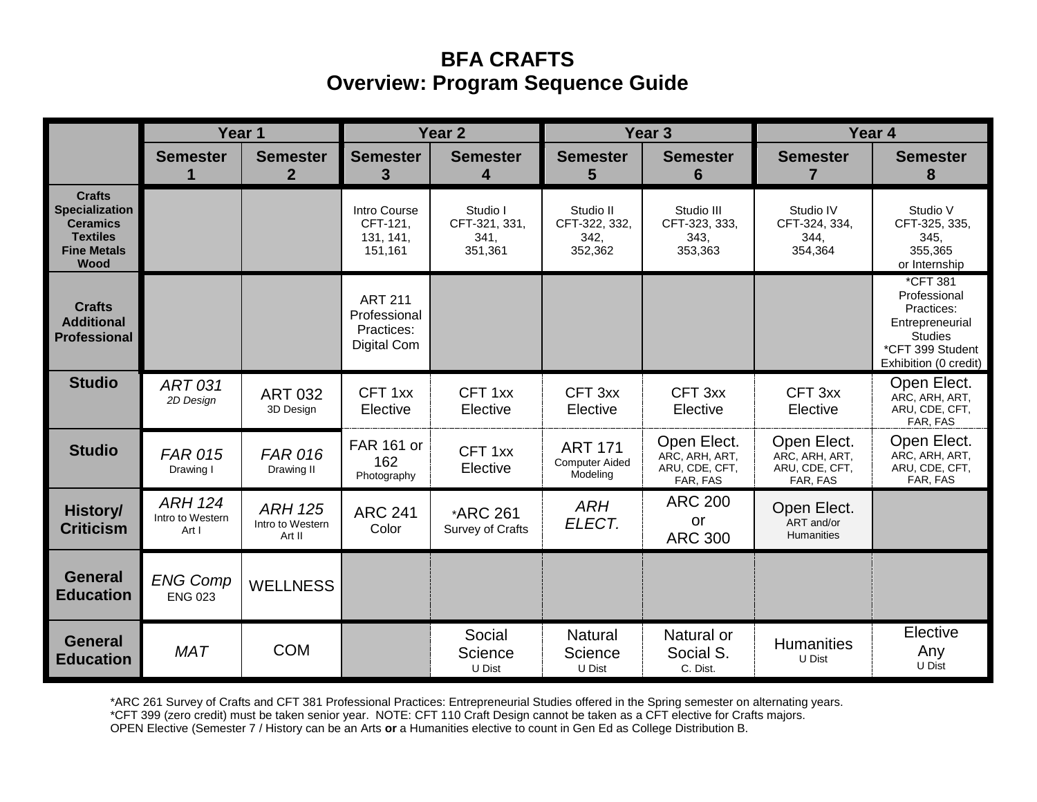# BFA CRAFTS
## Overview: Program Sequence Guide

| | Year 1 | | Year 2 | | Year 3 | | Year 4 | |
|---|---|---|---|---|---|---|---|---|
| | Semester 1 | Semester 2 | Semester 3 | Semester 4 | Semester 5 | Semester 6 | Semester 7 | Semester 8 |
| **Crafts Specialization Ceramics Textiles Fine Metals Wood** | | | Intro Course CFT-121, 131, 141, 151,161 | Studio I CFT-321, 331, 341, 351,361 | Studio II CFT-322, 332, 342, 352,362 | Studio III CFT-323, 333, 343, 353,363 | Studio IV CFT-324, 334, 344, 354,364 | Studio V CFT-325, 335, 345, 355,365 or Internship |
| **Crafts Additional Professional** | | | ART 211 Professional Practices: Digital Com | | | | | *CFT 381 Professional Practices: Entrepreneurial Studies *CFT 399 Student Exhibition (0 credit) |
| **Studio** | *ART 031* 2D Design | ART 032 3D Design | CFT 1xx Elective | CFT 1xx Elective | CFT 3xx Elective | CFT 3xx Elective | CFT 3xx Elective | Open Elect. ARC, ARH, ART, ARU, CDE, CFT, FAR, FAS |
| **Studio** | *FAR 015* Drawing I | *FAR 016* Drawing II | FAR 161 or 162 Photography | CFT 1xx Elective | ART 171 Computer Aided Modeling | Open Elect. ARC, ARH, ART, ARU, CDE, CFT, FAR, FAS | Open Elect. ARC, ARH, ART, ARU, CDE, CFT, FAR, FAS | Open Elect. ARC, ARH, ART, ARU, CDE, CFT, FAR, FAS |
| **History/ Criticism** | *ARH 124* Intro to Western Art I | *ARH 125* Intro to Western Art II | ARC 241 Color | *ARC 261 Survey of Crafts | *ARH ELECT.* | ARC 200 or ARC 300 | Open Elect. ART and/or Humanities | |
| **General Education** | *ENG Comp* ENG 023 | WELLNESS | | | | | | |
| **General Education** | *MAT* | COM | | Social Science U Dist | Natural Science U Dist | Natural or Social S. C. Dist. | Humanities U Dist | Elective Any U Dist |

*ARC 261 Survey of Crafts and CFT 381 Professional Practices: Entrepreneurial Studies offered in the Spring semester on alternating years.
*CFT 399 (zero credit) must be taken senior year. NOTE: CFT 110 Craft Design cannot be taken as a CFT elective for Crafts majors.
OPEN Elective (Semester 7 / History can be an Arts **or** a Humanities elective to count in Gen Ed as College Distribution B.